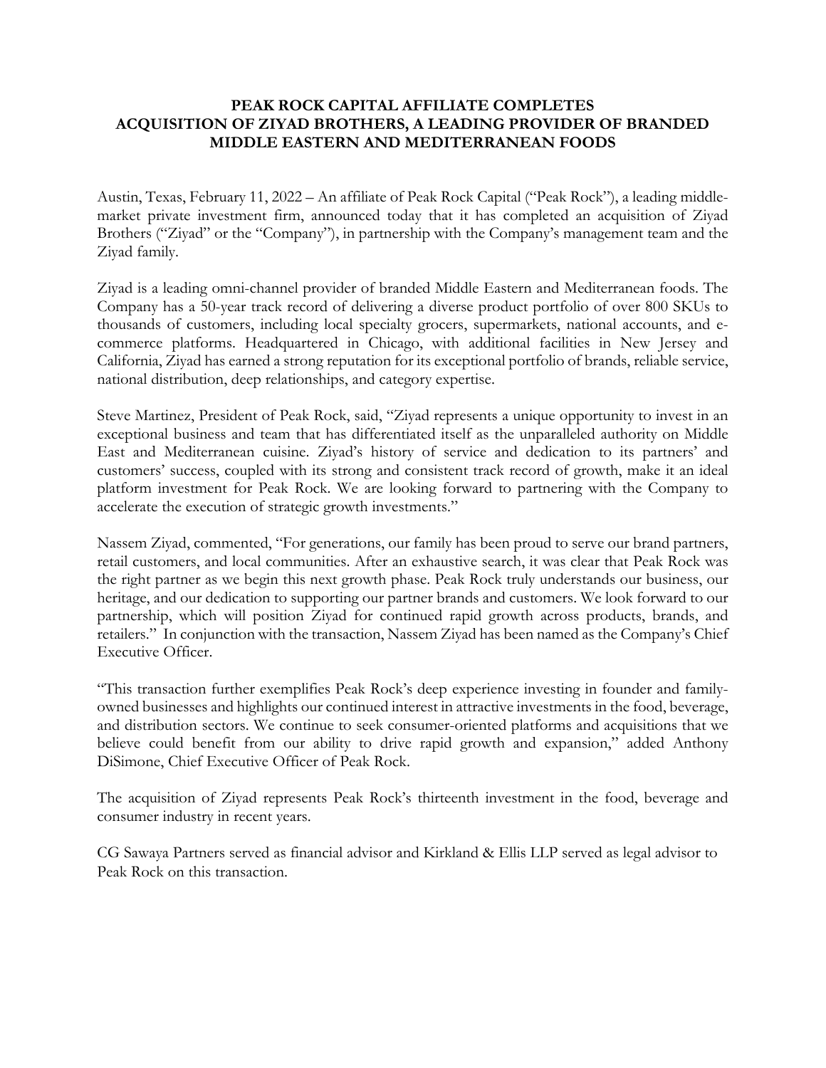# PEAK ROCK CAPITAL AFFILIATE COMPLETES ACQUISITION OF ZIYAD BROTHERS, A LEADING PROVIDER OF BRANDED MIDDLE EASTERN AND MEDITERRANEAN FOODS

Austin, Texas, February 11, 2022 – An affiliate of Peak Rock Capital ("Peak Rock"), a leading middle-market private investment firm, announced today that it has completed an acquisition of Ziyad Brothers ("Ziyad" or the "Company"), in partnership with the Company's management team and the Ziyad family.

Ziyad is a leading omni-channel provider of branded Middle Eastern and Mediterranean foods. The Company has a 50-year track record of delivering a diverse product portfolio of over 800 SKUs to thousands of customers, including local specialty grocers, supermarkets, national accounts, and e-commerce platforms. Headquartered in Chicago, with additional facilities in New Jersey and California, Ziyad has earned a strong reputation for its exceptional portfolio of brands, reliable service, national distribution, deep relationships, and category expertise.

Steve Martinez, President of Peak Rock, said, "Ziyad represents a unique opportunity to invest in an exceptional business and team that has differentiated itself as the unparalleled authority on Middle East and Mediterranean cuisine. Ziyad's history of service and dedication to its partners' and customers' success, coupled with its strong and consistent track record of growth, make it an ideal platform investment for Peak Rock. We are looking forward to partnering with the Company to accelerate the execution of strategic growth investments."

Nassem Ziyad, commented, "For generations, our family has been proud to serve our brand partners, retail customers, and local communities. After an exhaustive search, it was clear that Peak Rock was the right partner as we begin this next growth phase. Peak Rock truly understands our business, our heritage, and our dedication to supporting our partner brands and customers. We look forward to our partnership, which will position Ziyad for continued rapid growth across products, brands, and retailers." In conjunction with the transaction, Nassem Ziyad has been named as the Company's Chief Executive Officer.

"This transaction further exemplifies Peak Rock's deep experience investing in founder and family-owned businesses and highlights our continued interest in attractive investments in the food, beverage, and distribution sectors. We continue to seek consumer-oriented platforms and acquisitions that we believe could benefit from our ability to drive rapid growth and expansion," added Anthony DiSimone, Chief Executive Officer of Peak Rock.

The acquisition of Ziyad represents Peak Rock's thirteenth investment in the food, beverage and consumer industry in recent years.

CG Sawaya Partners served as financial advisor and Kirkland & Ellis LLP served as legal advisor to Peak Rock on this transaction.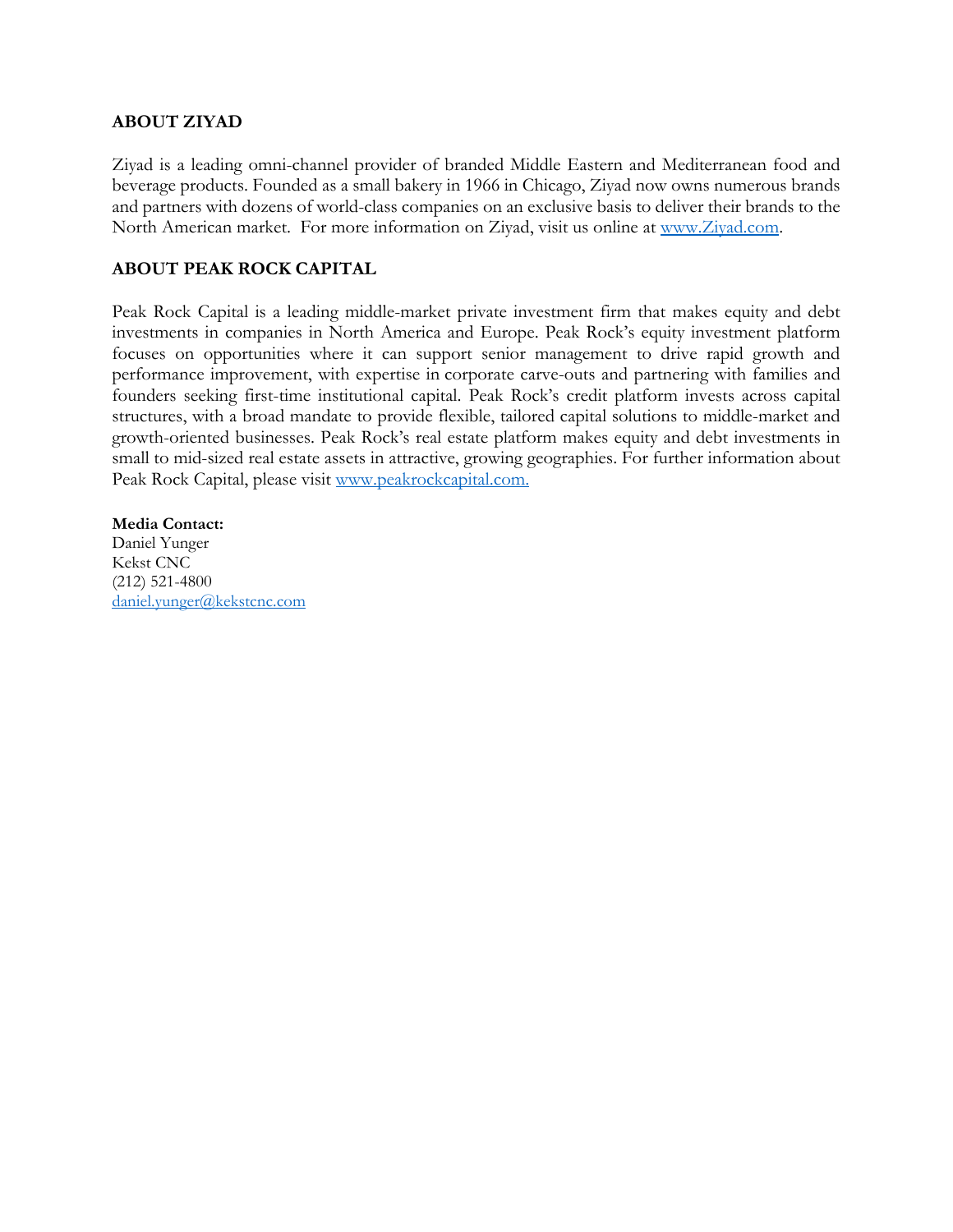## ABOUT ZIYAD

Ziyad is a leading omni-channel provider of branded Middle Eastern and Mediterranean food and beverage products. Founded as a small bakery in 1966 in Chicago, Ziyad now owns numerous brands and partners with dozens of world-class companies on an exclusive basis to deliver their brands to the North American market. For more information on Ziyad, visit us online at www.Ziyad.com.

## ABOUT PEAK ROCK CAPITAL

Peak Rock Capital is a leading middle-market private investment firm that makes equity and debt investments in companies in North America and Europe. Peak Rock's equity investment platform focuses on opportunities where it can support senior management to drive rapid growth and performance improvement, with expertise in corporate carve-outs and partnering with families and founders seeking first-time institutional capital. Peak Rock's credit platform invests across capital structures, with a broad mandate to provide flexible, tailored capital solutions to middle-market and growth-oriented businesses. Peak Rock's real estate platform makes equity and debt investments in small to mid-sized real estate assets in attractive, growing geographies. For further information about Peak Rock Capital, please visit www.peakrockcapital.com.

**Media Contact:**
Daniel Yunger
Kekst CNC
(212) 521-4800
daniel.yunger@kekstcnc.com